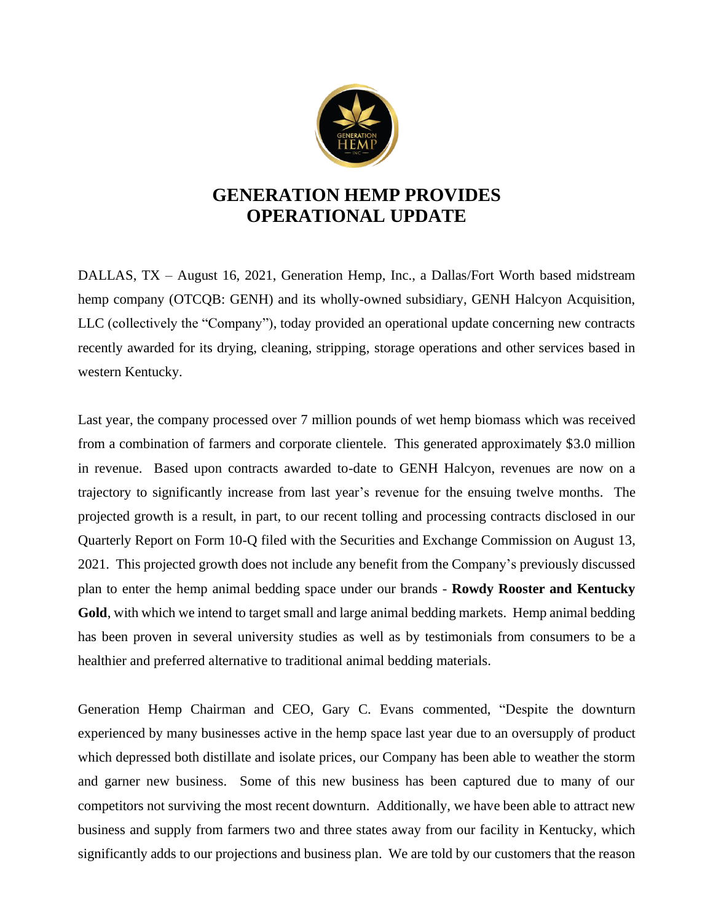# GENERATION HEMP PROVIDES OPERATIONAL UPDATE

DALLAS, TX – August 16, 2021, Generation Hemp, Inc., a Dallas/Fort Worth based midstream hemp company (OTCQB: GENH) and its wholly-owned subsidiary, GENH Halcyon Acquisition, LLC (collectively the "Company"), today provided an operational update concerning new contracts recently awarded for its drying, cleaning, stripping, storage operations and other services based in western Kentucky.

Last year, the company processed over 7 million pounds of wet hemp biomass which was received from a combination of farmers and corporate clientele. This generated approximately $3.0 million in revenue. Based upon contracts awarded to-date to GENH Halcyon, revenues are now on a trajectory to significantly increase from last year's revenue for the ensuing twelve months. The projected growth is a result, in part, to our recent tolling and processing contracts disclosed in our Quarterly Report on Form 10-Q filed with the Securities and Exchange Commission on August 13, 2021. This projected growth does not include any benefit from the Company's previously discussed plan to enter the hemp animal bedding space under our brands - **Rowdy Rooster and Kentucky Gold**, with which we intend to target small and large animal bedding markets. Hemp animal bedding has been proven in several university studies as well as by testimonials from consumers to be a healthier and preferred alternative to traditional animal bedding materials.

Generation Hemp Chairman and CEO, Gary C. Evans commented, "Despite the downturn experienced by many businesses active in the hemp space last year due to an oversupply of product which depressed both distillate and isolate prices, our Company has been able to weather the storm and garner new business. Some of this new business has been captured due to many of our competitors not surviving the most recent downturn. Additionally, we have been able to attract new business and supply from farmers two and three states away from our facility in Kentucky, which significantly adds to our projections and business plan. We are told by our customers that the reason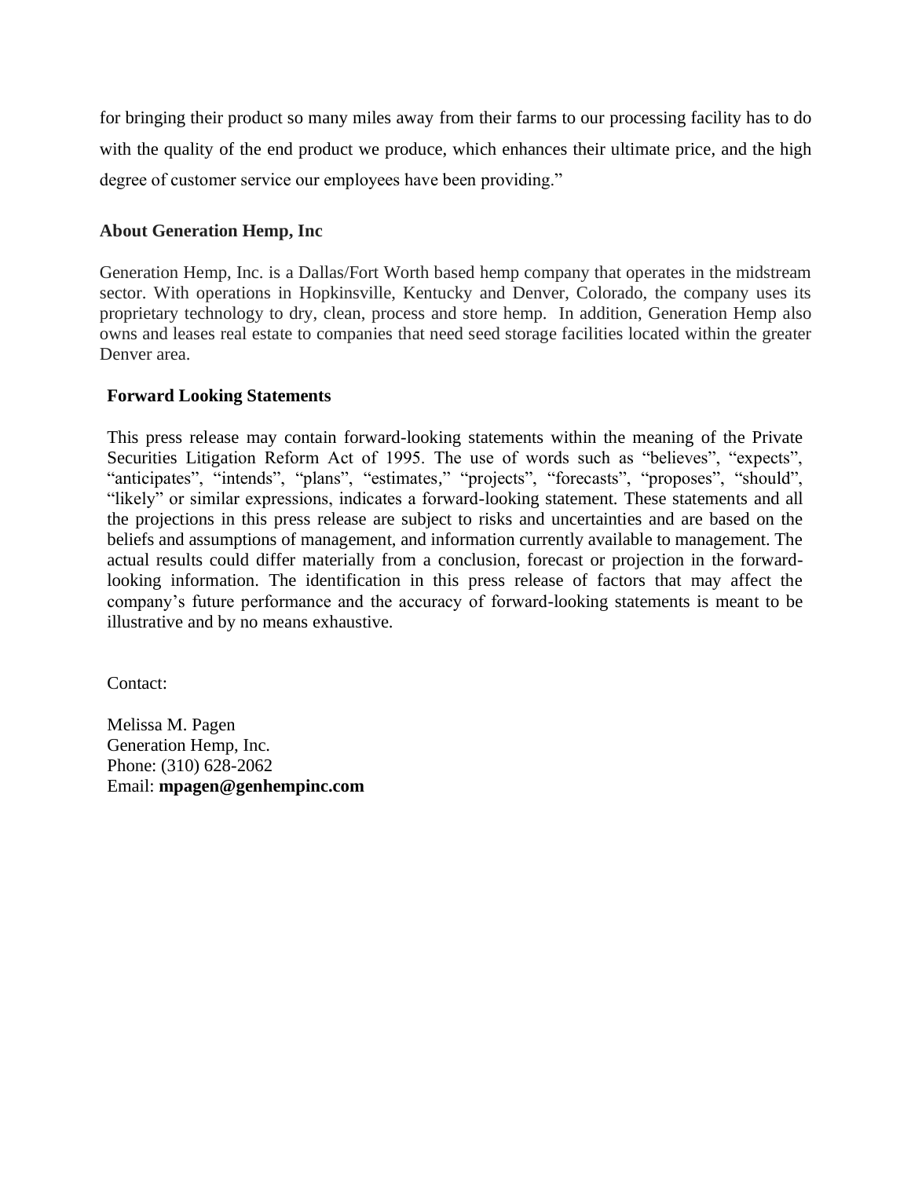for bringing their product so many miles away from their farms to our processing facility has to do with the quality of the end product we produce, which enhances their ultimate price, and the high degree of customer service our employees have been providing."

**About Generation Hemp, Inc**

Generation Hemp, Inc. is a Dallas/Fort Worth based hemp company that operates in the midstream sector. With operations in Hopkinsville, Kentucky and Denver, Colorado, the company uses its proprietary technology to dry, clean, process and store hemp. In addition, Generation Hemp also owns and leases real estate to companies that need seed storage facilities located within the greater Denver area.

**Forward Looking Statements**

This press release may contain forward-looking statements within the meaning of the Private Securities Litigation Reform Act of 1995. The use of words such as "believes", "expects", "anticipates", "intends", "plans", "estimates," "projects", "forecasts", "proposes", "should", "likely" or similar expressions, indicates a forward-looking statement. These statements and all the projections in this press release are subject to risks and uncertainties and are based on the beliefs and assumptions of management, and information currently available to management. The actual results could differ materially from a conclusion, forecast or projection in the forward-looking information. The identification in this press release of factors that may affect the company's future performance and the accuracy of forward-looking statements is meant to be illustrative and by no means exhaustive.

Contact:

Melissa M. Pagen
Generation Hemp, Inc.
Phone: (310) 628-2062
Email: **mpagen@genhempinc.com**